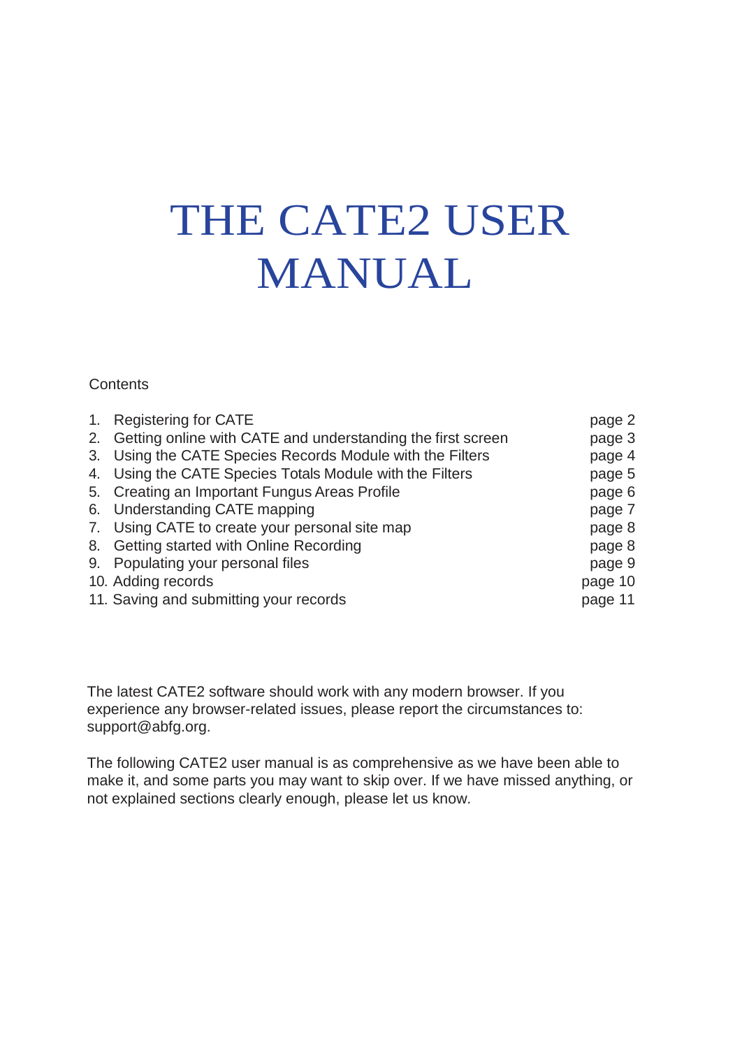# THE CATE2 USER MANUAL

Contents

| | |
|---|---|
| 1. Registering for CATE | page 2 |
| 2. Getting online with CATE and understanding the first screen | page 3 |
| 3. Using the CATE Species Records Module with the Filters | page 4 |
| 4. Using the CATE Species Totals Module with the Filters | page 5 |
| 5. Creating an Important Fungus Areas Profile | page 6 |
| 6. Understanding CATE mapping | page 7 |
| 7. Using CATE to create your personal site map | page 8 |
| 8. Getting started with Online Recording | page 8 |
| 9. Populating your personal files | page 9 |
| 10. Adding records | page 10 |
| 11. Saving and submitting your records | page 11 |

The latest CATE2 software should work with any modern browser. If you experience any browser-related issues, please report the circumstances to: support@abfg.org.

The following CATE2 user manual is as comprehensive as we have been able to make it, and some parts you may want to skip over. If we have missed anything, or not explained sections clearly enough, please let us know.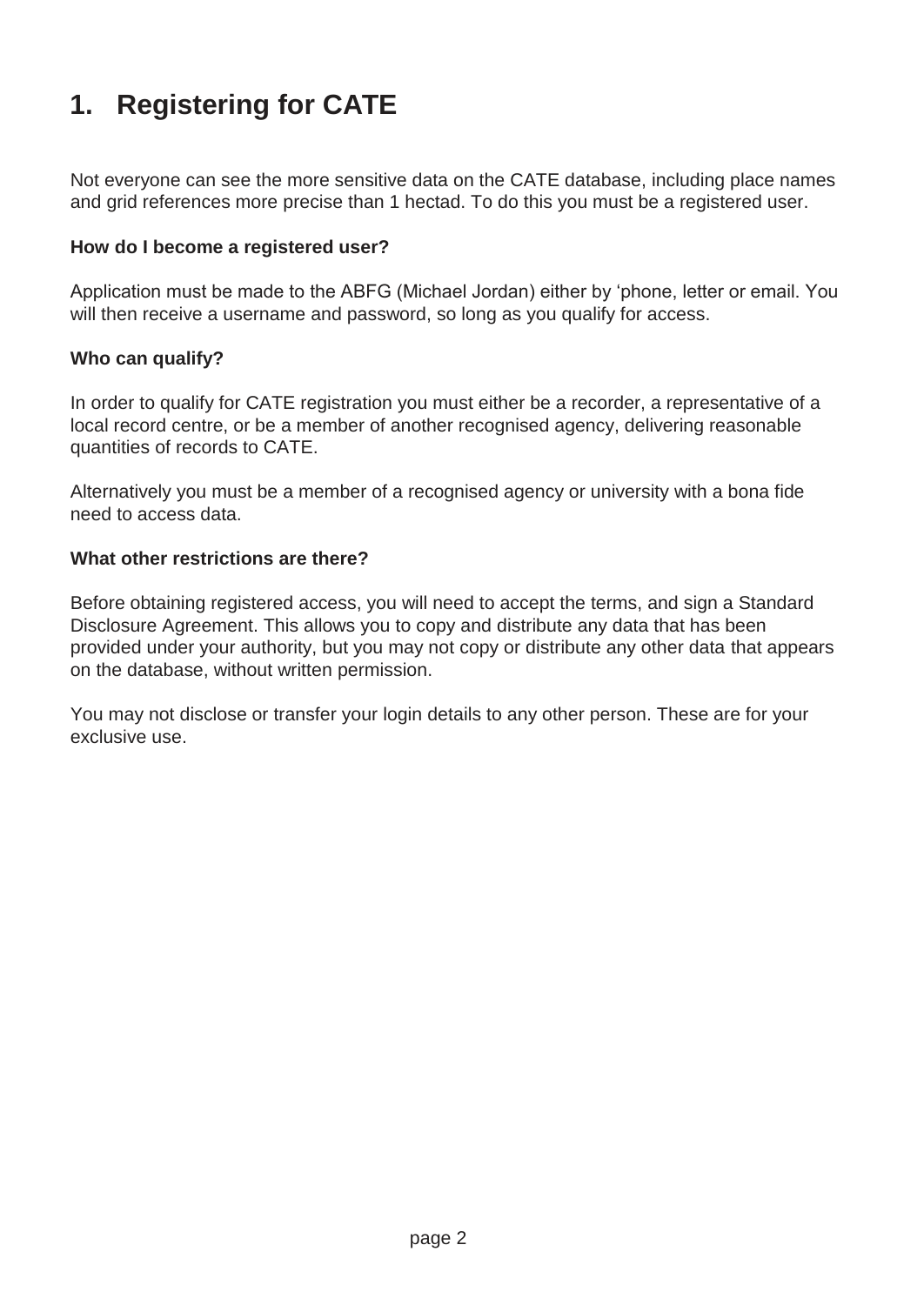# 1. Registering for CATE

Not everyone can see the more sensitive data on the CATE database, including place names and grid references more precise than 1 hectad. To do this you must be a registered user.

**How do I become a registered user?**

Application must be made to the ABFG (Michael Jordan) either by 'phone, letter or email. You will then receive a username and password, so long as you qualify for access.

**Who can qualify?**

In order to qualify for CATE registration you must either be a recorder, a representative of a local record centre, or be a member of another recognised agency, delivering reasonable quantities of records to CATE.

Alternatively you must be a member of a recognised agency or university with a bona fide need to access data.

**What other restrictions are there?**

Before obtaining registered access, you will need to accept the terms, and sign a Standard Disclosure Agreement. This allows you to copy and distribute any data that has been provided under your authority, but you may not copy or distribute any other data that appears on the database, without written permission.

You may not disclose or transfer your login details to any other person. These are for your exclusive use.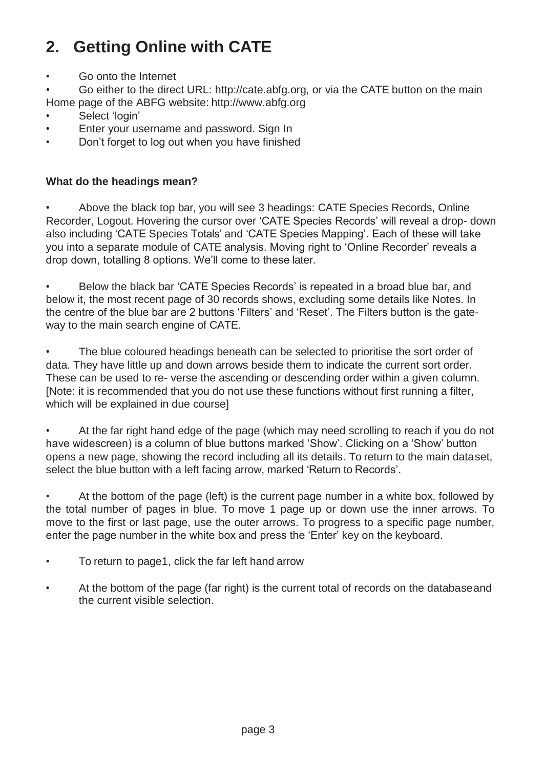## 2. Getting Online with CATE

- Go onto the Internet
- Go either to the direct URL: http://cate.abfg.org, or via the CATE button on the main Home page of the ABFG website: http://www.abfg.org
- Select 'login'
- Enter your username and password. Sign In
- Don't forget to log out when you have finished

**What do the headings mean?**

- Above the black top bar, you will see 3 headings: CATE Species Records, Online Recorder, Logout. Hovering the cursor over 'CATE Species Records' will reveal a drop- down also including 'CATE Species Totals' and 'CATE Species Mapping'. Each of these will take you into a separate module of CATE analysis. Moving right to 'Online Recorder' reveals a drop down, totalling 8 options. We'll come to these later.

- Below the black bar 'CATE Species Records' is repeated in a broad blue bar, and below it, the most recent page of 30 records shows, excluding some details like Notes. In the centre of the blue bar are 2 buttons 'Filters' and 'Reset'. The Filters button is the gate-way to the main search engine of CATE.

- The blue coloured headings beneath can be selected to prioritise the sort order of data. They have little up and down arrows beside them to indicate the current sort order. These can be used to re- verse the ascending or descending order within a given column. [Note: it is recommended that you do not use these functions without first running a filter, which will be explained in due course]

- At the far right hand edge of the page (which may need scrolling to reach if you do not have widescreen) is a column of blue buttons marked 'Show'. Clicking on a 'Show' button opens a new page, showing the record including all its details. To return to the main dataset, select the blue button with a left facing arrow, marked 'Return to Records'.

- At the bottom of the page (left) is the current page number in a white box, followed by the total number of pages in blue. To move 1 page up or down use the inner arrows. To move to the first or last page, use the outer arrows. To progress to a specific page number, enter the page number in the white box and press the 'Enter' key on the keyboard.

- To return to page1, click the far left hand arrow

- At the bottom of the page (far right) is the current total of records on the databaseand the current visible selection.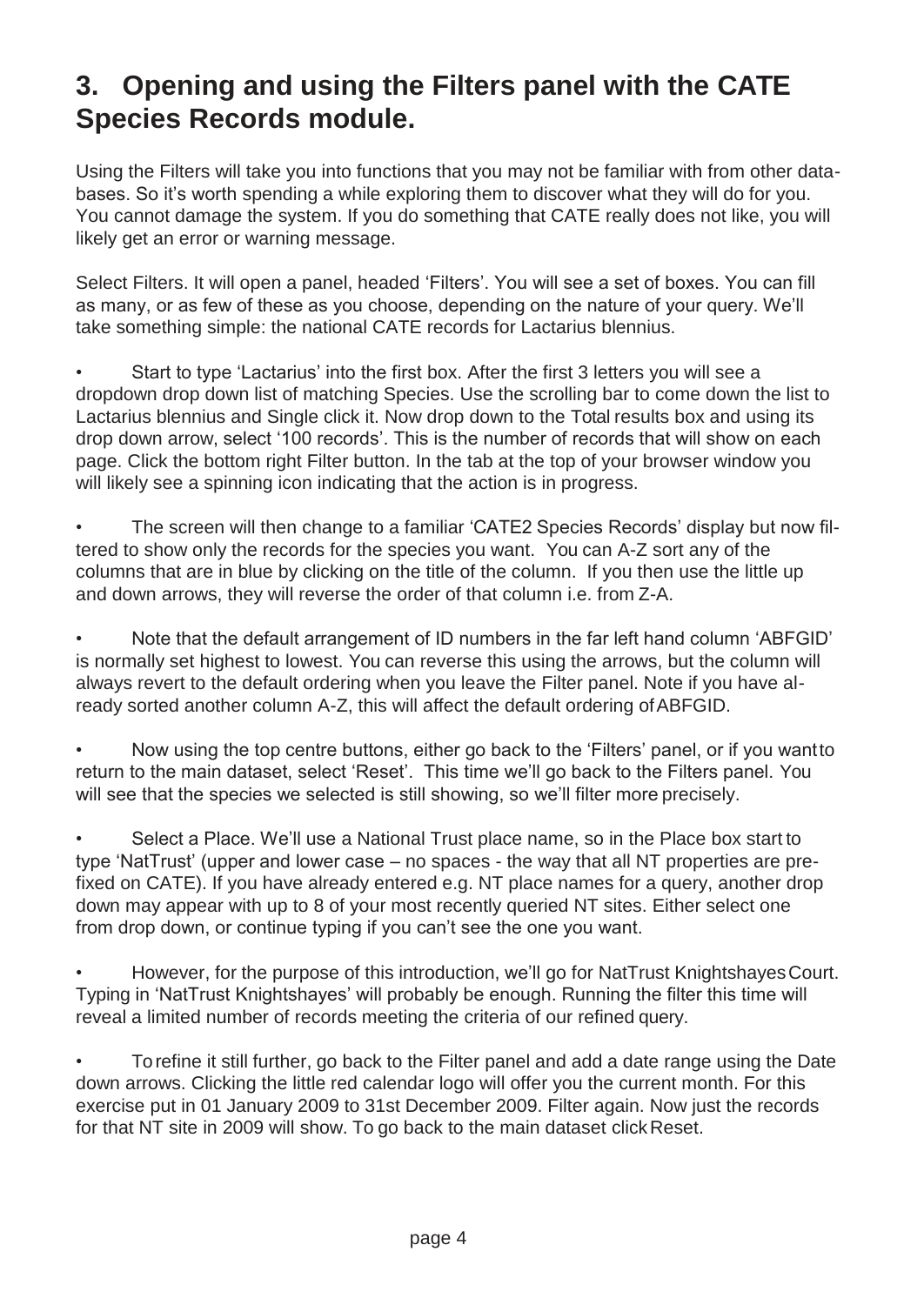## 3. Opening and using the Filters panel with the CATE Species Records module.

Using the Filters will take you into functions that you may not be familiar with from other databases. So it's worth spending a while exploring them to discover what they will do for you. You cannot damage the system. If you do something that CATE really does not like, you will likely get an error or warning message.

Select Filters. It will open a panel, headed 'Filters'. You will see a set of boxes. You can fill as many, or as few of these as you choose, depending on the nature of your query. We'll take something simple: the national CATE records for Lactarius blennius.

- Start to type 'Lactarius' into the first box. After the first 3 letters you will see a dropdown drop down list of matching Species. Use the scrolling bar to come down the list to Lactarius blennius and Single click it. Now drop down to the Total results box and using its drop down arrow, select '100 records'. This is the number of records that will show on each page. Click the bottom right Filter button. In the tab at the top of your browser window you will likely see a spinning icon indicating that the action is in progress.

- The screen will then change to a familiar 'CATE2 Species Records' display but now filtered to show only the records for the species you want. You can A-Z sort any of the columns that are in blue by clicking on the title of the column. If you then use the little up and down arrows, they will reverse the order of that column i.e. from Z-A.

- Note that the default arrangement of ID numbers in the far left hand column 'ABFGID' is normally set highest to lowest. You can reverse this using the arrows, but the column will always revert to the default ordering when you leave the Filter panel. Note if you have already sorted another column A-Z, this will affect the default ordering of ABFGID.

- Now using the top centre buttons, either go back to the 'Filters' panel, or if you want to return to the main dataset, select 'Reset'. This time we'll go back to the Filters panel. You will see that the species we selected is still showing, so we'll filter more precisely.

- Select a Place. We'll use a National Trust place name, so in the Place box start to type 'NatTrust' (upper and lower case – no spaces - the way that all NT properties are prefixed on CATE). If you have already entered e.g. NT place names for a query, another drop down may appear with up to 8 of your most recently queried NT sites. Either select one from drop down, or continue typing if you can't see the one you want.

- However, for the purpose of this introduction, we'll go for NatTrust Knightshayes Court. Typing in 'NatTrust Knightshayes' will probably be enough. Running the filter this time will reveal a limited number of records meeting the criteria of our refined query.

- To refine it still further, go back to the Filter panel and add a date range using the Date down arrows. Clicking the little red calendar logo will offer you the current month. For this exercise put in 01 January 2009 to 31st December 2009. Filter again. Now just the records for that NT site in 2009 will show. To go back to the main dataset click Reset.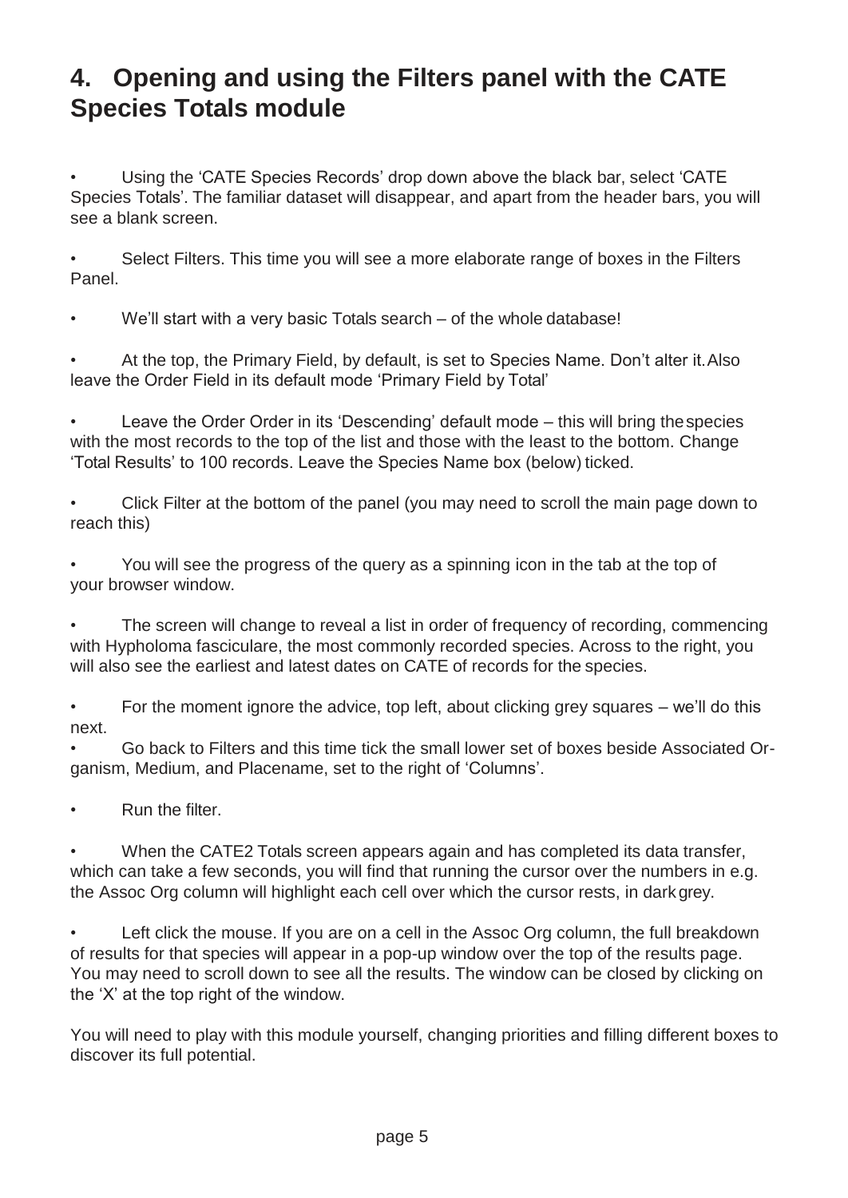## 4. Opening and using the Filters panel with the CATE Species Totals module

- Using the 'CATE Species Records' drop down above the black bar, select 'CATE Species Totals'. The familiar dataset will disappear, and apart from the header bars, you will see a blank screen.

- Select Filters. This time you will see a more elaborate range of boxes in the Filters Panel.

- We'll start with a very basic Totals search – of the whole database!

- At the top, the Primary Field, by default, is set to Species Name. Don't alter it. Also leave the Order Field in its default mode 'Primary Field by Total'

- Leave the Order Order in its 'Descending' default mode – this will bring the species with the most records to the top of the list and those with the least to the bottom. Change 'Total Results' to 100 records. Leave the Species Name box (below) ticked.

- Click Filter at the bottom of the panel (you may need to scroll the main page down to reach this)

- You will see the progress of the query as a spinning icon in the tab at the top of your browser window.

- The screen will change to reveal a list in order of frequency of recording, commencing with Hypholoma fasciculare, the most commonly recorded species. Across to the right, you will also see the earliest and latest dates on CATE of records for the species.

- For the moment ignore the advice, top left, about clicking grey squares – we'll do this next.
- Go back to Filters and this time tick the small lower set of boxes beside Associated Organism, Medium, and Placename, set to the right of 'Columns'.

- Run the filter.

- When the CATE2 Totals screen appears again and has completed its data transfer, which can take a few seconds, you will find that running the cursor over the numbers in e.g. the Assoc Org column will highlight each cell over which the cursor rests, in dark grey.

- Left click the mouse. If you are on a cell in the Assoc Org column, the full breakdown of results for that species will appear in a pop-up window over the top of the results page. You may need to scroll down to see all the results. The window can be closed by clicking on the 'X' at the top right of the window.

You will need to play with this module yourself, changing priorities and filling different boxes to discover its full potential.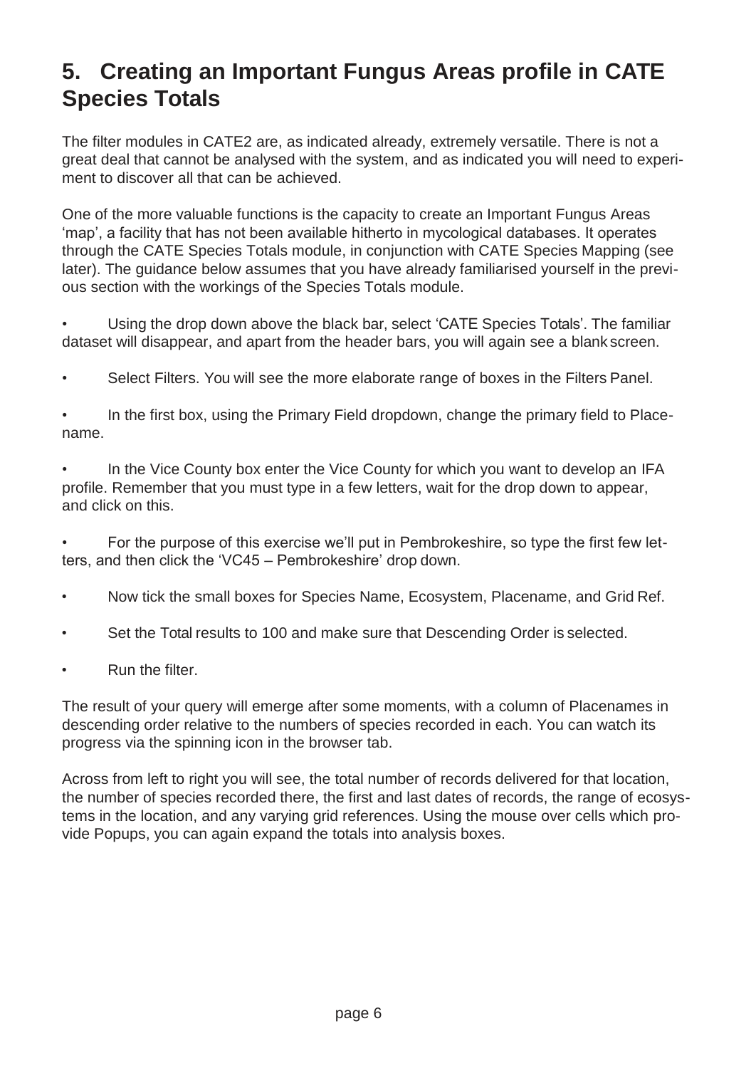## 5. Creating an Important Fungus Areas profile in CATE Species Totals

The filter modules in CATE2 are, as indicated already, extremely versatile. There is not a great deal that cannot be analysed with the system, and as indicated you will need to experiment to discover all that can be achieved.

One of the more valuable functions is the capacity to create an Important Fungus Areas 'map', a facility that has not been available hitherto in mycological databases. It operates through the CATE Species Totals module, in conjunction with CATE Species Mapping (see later). The guidance below assumes that you have already familiarised yourself in the previous section with the workings of the Species Totals module.

- Using the drop down above the black bar, select 'CATE Species Totals'. The familiar dataset will disappear, and apart from the header bars, you will again see a blank screen.
- Select Filters. You will see the more elaborate range of boxes in the Filters Panel.
- In the first box, using the Primary Field dropdown, change the primary field to Placename.
- In the Vice County box enter the Vice County for which you want to develop an IFA profile. Remember that you must type in a few letters, wait for the drop down to appear, and click on this.
- For the purpose of this exercise we'll put in Pembrokeshire, so type the first few letters, and then click the 'VC45 – Pembrokeshire' drop down.
- Now tick the small boxes for Species Name, Ecosystem, Placename, and Grid Ref.
- Set the Total results to 100 and make sure that Descending Order is selected.
- Run the filter.

The result of your query will emerge after some moments, with a column of Placenames in descending order relative to the numbers of species recorded in each. You can watch its progress via the spinning icon in the browser tab.

Across from left to right you will see, the total number of records delivered for that location, the number of species recorded there, the first and last dates of records, the range of ecosystems in the location, and any varying grid references. Using the mouse over cells which provide Popups, you can again expand the totals into analysis boxes.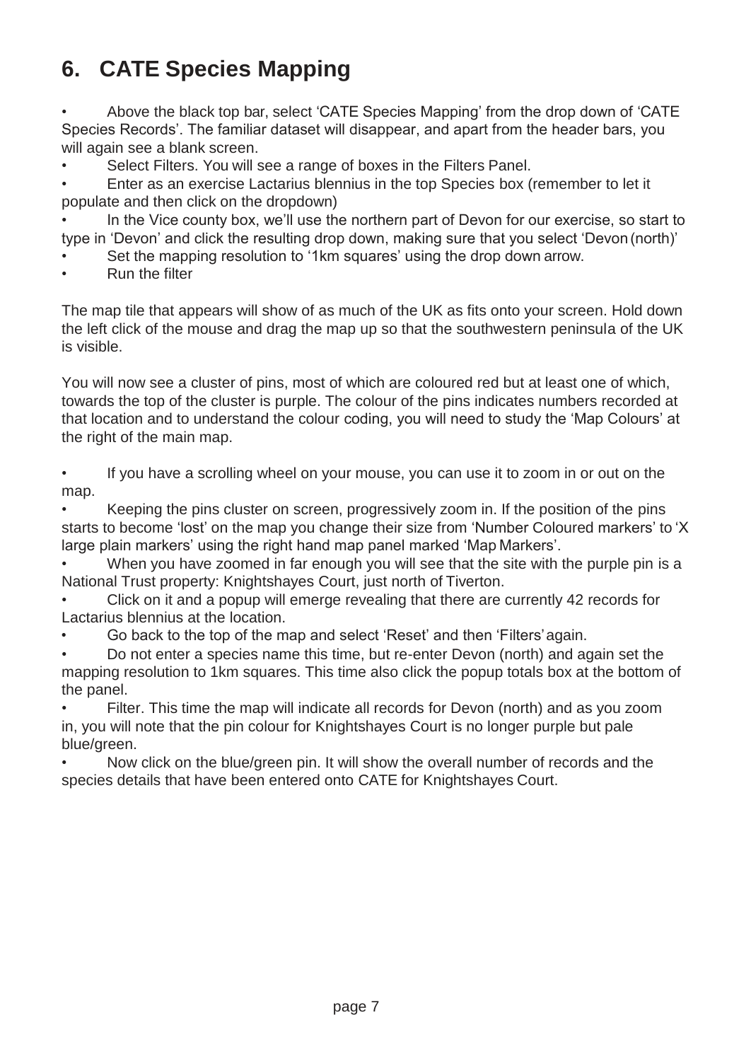## 6. CATE Species Mapping

- Above the black top bar, select 'CATE Species Mapping' from the drop down of 'CATE Species Records'. The familiar dataset will disappear, and apart from the header bars, you will again see a blank screen.
- Select Filters. You will see a range of boxes in the Filters Panel.
- Enter as an exercise Lactarius blennius in the top Species box (remember to let it populate and then click on the dropdown)
- In the Vice county box, we'll use the northern part of Devon for our exercise, so start to type in 'Devon' and click the resulting drop down, making sure that you select 'Devon (north)'
- Set the mapping resolution to '1km squares' using the drop down arrow.
- Run the filter

The map tile that appears will show of as much of the UK as fits onto your screen. Hold down the left click of the mouse and drag the map up so that the southwestern peninsula of the UK is visible.

You will now see a cluster of pins, most of which are coloured red but at least one of which, towards the top of the cluster is purple. The colour of the pins indicates numbers recorded at that location and to understand the colour coding, you will need to study the 'Map Colours' at the right of the main map.

- If you have a scrolling wheel on your mouse, you can use it to zoom in or out on the map.
- Keeping the pins cluster on screen, progressively zoom in. If the position of the pins starts to become 'lost' on the map you change their size from 'Number Coloured markers' to 'X large plain markers' using the right hand map panel marked 'Map Markers'.
- When you have zoomed in far enough you will see that the site with the purple pin is a National Trust property: Knightshayes Court, just north of Tiverton.
- Click on it and a popup will emerge revealing that there are currently 42 records for Lactarius blennius at the location.
- Go back to the top of the map and select 'Reset' and then 'Filters' again.
- Do not enter a species name this time, but re-enter Devon (north) and again set the mapping resolution to 1km squares. This time also click the popup totals box at the bottom of the panel.
- Filter. This time the map will indicate all records for Devon (north) and as you zoom in, you will note that the pin colour for Knightshayes Court is no longer purple but pale blue/green.
- Now click on the blue/green pin. It will show the overall number of records and the species details that have been entered onto CATE for Knightshayes Court.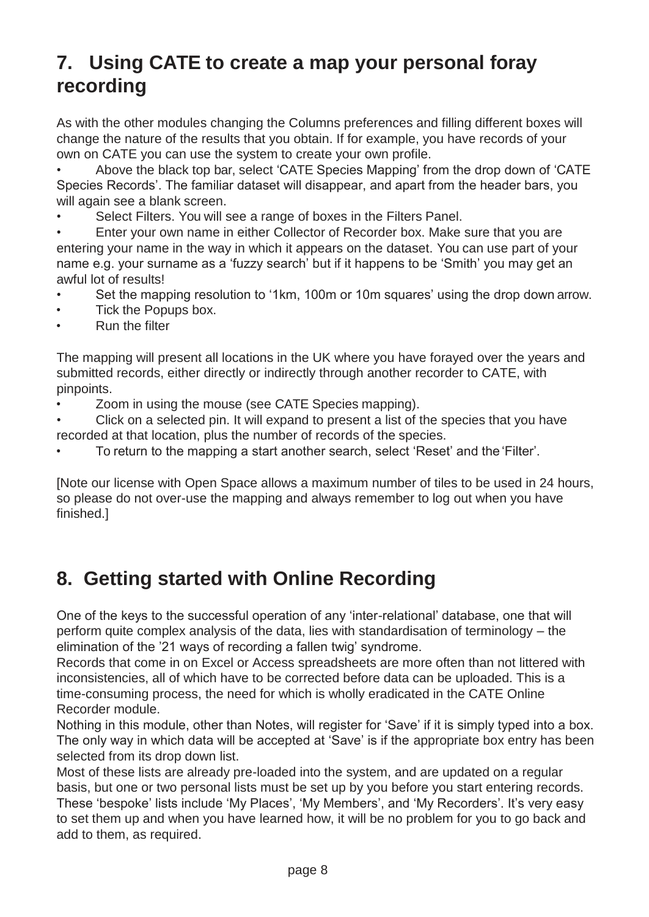## 7. Using CATE to create a map your personal foray recording

As with the other modules changing the Columns preferences and filling different boxes will change the nature of the results that you obtain. If for example, you have records of your own on CATE you can use the system to create your own profile.

- Above the black top bar, select 'CATE Species Mapping' from the drop down of 'CATE Species Records'. The familiar dataset will disappear, and apart from the header bars, you will again see a blank screen.
- Select Filters. You will see a range of boxes in the Filters Panel.
- Enter your own name in either Collector of Recorder box. Make sure that you are entering your name in the way in which it appears on the dataset. You can use part of your name e.g. your surname as a 'fuzzy search' but if it happens to be 'Smith' you may get an awful lot of results!
- Set the mapping resolution to '1km, 100m or 10m squares' using the drop down arrow.
- Tick the Popups box.
- Run the filter

The mapping will present all locations in the UK where you have forayed over the years and submitted records, either directly or indirectly through another recorder to CATE, with pinpoints.

- Zoom in using the mouse (see CATE Species mapping).
- Click on a selected pin. It will expand to present a list of the species that you have recorded at that location, plus the number of records of the species.
- To return to the mapping a start another search, select 'Reset' and the 'Filter'.

[Note our license with Open Space allows a maximum number of tiles to be used in 24 hours, so please do not over-use the mapping and always remember to log out when you have finished.]

## 8. Getting started with Online Recording

One of the keys to the successful operation of any 'inter-relational' database, one that will perform quite complex analysis of the data, lies with standardisation of terminology – the elimination of the '21 ways of recording a fallen twig' syndrome.

Records that come in on Excel or Access spreadsheets are more often than not littered with inconsistencies, all of which have to be corrected before data can be uploaded. This is a time-consuming process, the need for which is wholly eradicated in the CATE Online Recorder module.

Nothing in this module, other than Notes, will register for 'Save' if it is simply typed into a box. The only way in which data will be accepted at 'Save' is if the appropriate box entry has been selected from its drop down list.

Most of these lists are already pre-loaded into the system, and are updated on a regular basis, but one or two personal lists must be set up by you before you start entering records. These 'bespoke' lists include 'My Places', 'My Members', and 'My Recorders'. It's very easy to set them up and when you have learned how, it will be no problem for you to go back and add to them, as required.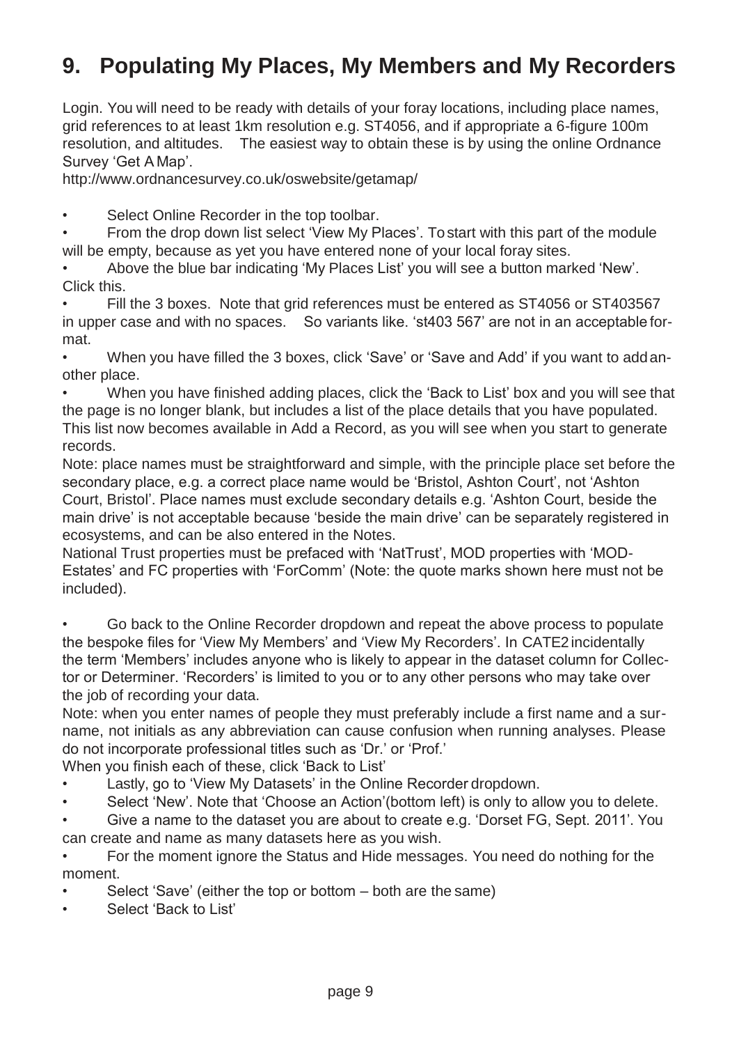# 9. Populating My Places, My Members and My Recorders

Login. You will need to be ready with details of your foray locations, including place names, grid references to at least 1km resolution e.g. ST4056, and if appropriate a 6-figure 100m resolution, and altitudes. The easiest way to obtain these is by using the online Ordnance Survey 'Get A Map'.

http://www.ordnancesurvey.co.uk/oswebsite/getamap/

- Select Online Recorder in the top toolbar.
- From the drop down list select 'View My Places'. To start with this part of the module will be empty, because as yet you have entered none of your local foray sites.
- Above the blue bar indicating 'My Places List' you will see a button marked 'New'. Click this.
- Fill the 3 boxes. Note that grid references must be entered as ST4056 or ST403567 in upper case and with no spaces. So variants like. 'st403 567' are not in an acceptable format.
- When you have filled the 3 boxes, click 'Save' or 'Save and Add' if you want to add another place.
- When you have finished adding places, click the 'Back to List' box and you will see that the page is no longer blank, but includes a list of the place details that you have populated. This list now becomes available in Add a Record, as you will see when you start to generate records.

Note: place names must be straightforward and simple, with the principle place set before the secondary place, e.g. a correct place name would be 'Bristol, Ashton Court', not 'Ashton Court, Bristol'. Place names must exclude secondary details e.g. 'Ashton Court, beside the main drive' is not acceptable because 'beside the main drive' can be separately registered in ecosystems, and can be also entered in the Notes.

National Trust properties must be prefaced with 'NatTrust', MOD properties with 'MOD-Estates' and FC properties with 'ForComm' (Note: the quote marks shown here must not be included).

- Go back to the Online Recorder dropdown and repeat the above process to populate the bespoke files for 'View My Members' and 'View My Recorders'. In CATE2 incidentally the term 'Members' includes anyone who is likely to appear in the dataset column for Collector or Determiner. 'Recorders' is limited to you or to any other persons who may take over the job of recording your data.

Note: when you enter names of people they must preferably include a first name and a surname, not initials as any abbreviation can cause confusion when running analyses. Please do not incorporate professional titles such as 'Dr.' or 'Prof.'

When you finish each of these, click 'Back to List'

- Lastly, go to 'View My Datasets' in the Online Recorder dropdown.
- Select 'New'. Note that 'Choose an Action'(bottom left) is only to allow you to delete.
- Give a name to the dataset you are about to create e.g. 'Dorset FG, Sept. 2011'. You can create and name as many datasets here as you wish.
- For the moment ignore the Status and Hide messages. You need do nothing for the moment.
- Select 'Save' (either the top or bottom – both are the same)
- Select 'Back to List'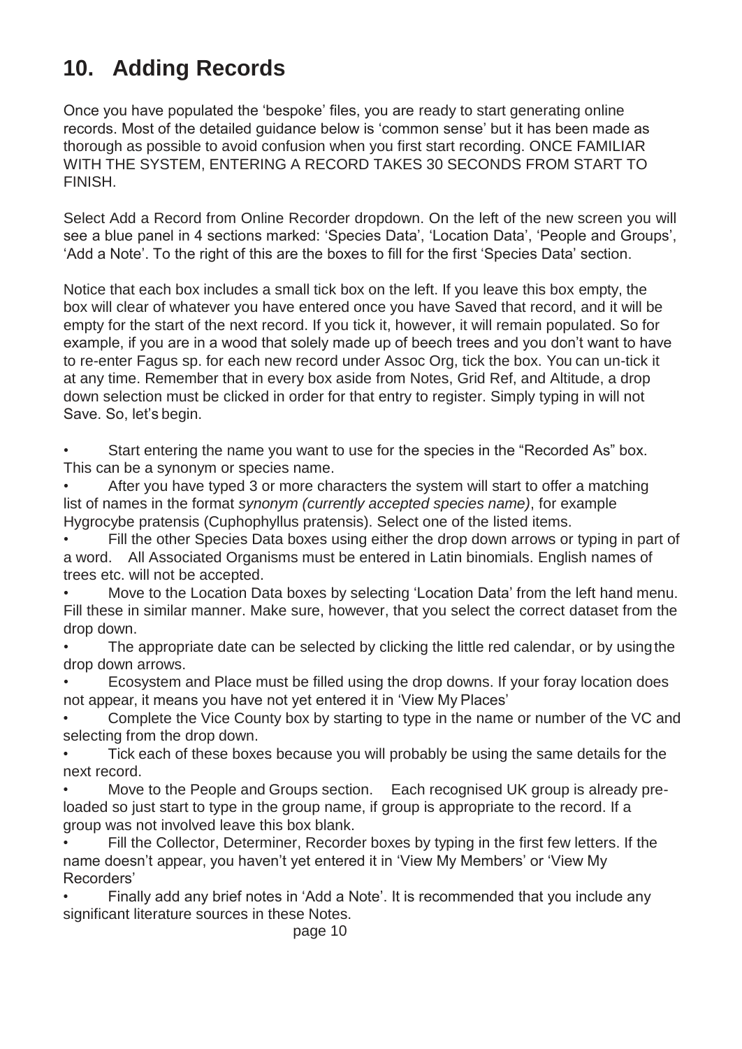## 10. Adding Records

Once you have populated the 'bespoke' files, you are ready to start generating online records. Most of the detailed guidance below is 'common sense' but it has been made as thorough as possible to avoid confusion when you first start recording. ONCE FAMILIAR WITH THE SYSTEM, ENTERING A RECORD TAKES 30 SECONDS FROM START TO FINISH.

Select Add a Record from Online Recorder dropdown. On the left of the new screen you will see a blue panel in 4 sections marked: 'Species Data', 'Location Data', 'People and Groups', 'Add a Note'. To the right of this are the boxes to fill for the first 'Species Data' section.

Notice that each box includes a small tick box on the left. If you leave this box empty, the box will clear of whatever you have entered once you have Saved that record, and it will be empty for the start of the next record. If you tick it, however, it will remain populated. So for example, if you are in a wood that solely made up of beech trees and you don't want to have to re-enter Fagus sp. for each new record under Assoc Org, tick the box. You can un-tick it at any time. Remember that in every box aside from Notes, Grid Ref, and Altitude, a drop down selection must be clicked in order for that entry to register. Simply typing in will not Save. So, let's begin.

- Start entering the name you want to use for the species in the "Recorded As" box. This can be a synonym or species name.
- After you have typed 3 or more characters the system will start to offer a matching list of names in the format *synonym (currently accepted species name)*, for example Hygrocybe pratensis (Cuphophyllus pratensis). Select one of the listed items.
- Fill the other Species Data boxes using either the drop down arrows or typing in part of a word. All Associated Organisms must be entered in Latin binomials. English names of trees etc. will not be accepted.
- Move to the Location Data boxes by selecting 'Location Data' from the left hand menu. Fill these in similar manner. Make sure, however, that you select the correct dataset from the drop down.
- The appropriate date can be selected by clicking the little red calendar, or by using the drop down arrows.
- Ecosystem and Place must be filled using the drop downs. If your foray location does not appear, it means you have not yet entered it in 'View My Places'
- Complete the Vice County box by starting to type in the name or number of the VC and selecting from the drop down.
- Tick each of these boxes because you will probably be using the same details for the next record.
- Move to the People and Groups section. Each recognised UK group is already pre-loaded so just start to type in the group name, if group is appropriate to the record. If a group was not involved leave this box blank.
- Fill the Collector, Determiner, Recorder boxes by typing in the first few letters. If the name doesn't appear, you haven't yet entered it in 'View My Members' or 'View My Recorders'
- Finally add any brief notes in 'Add a Note'. It is recommended that you include any significant literature sources in these Notes.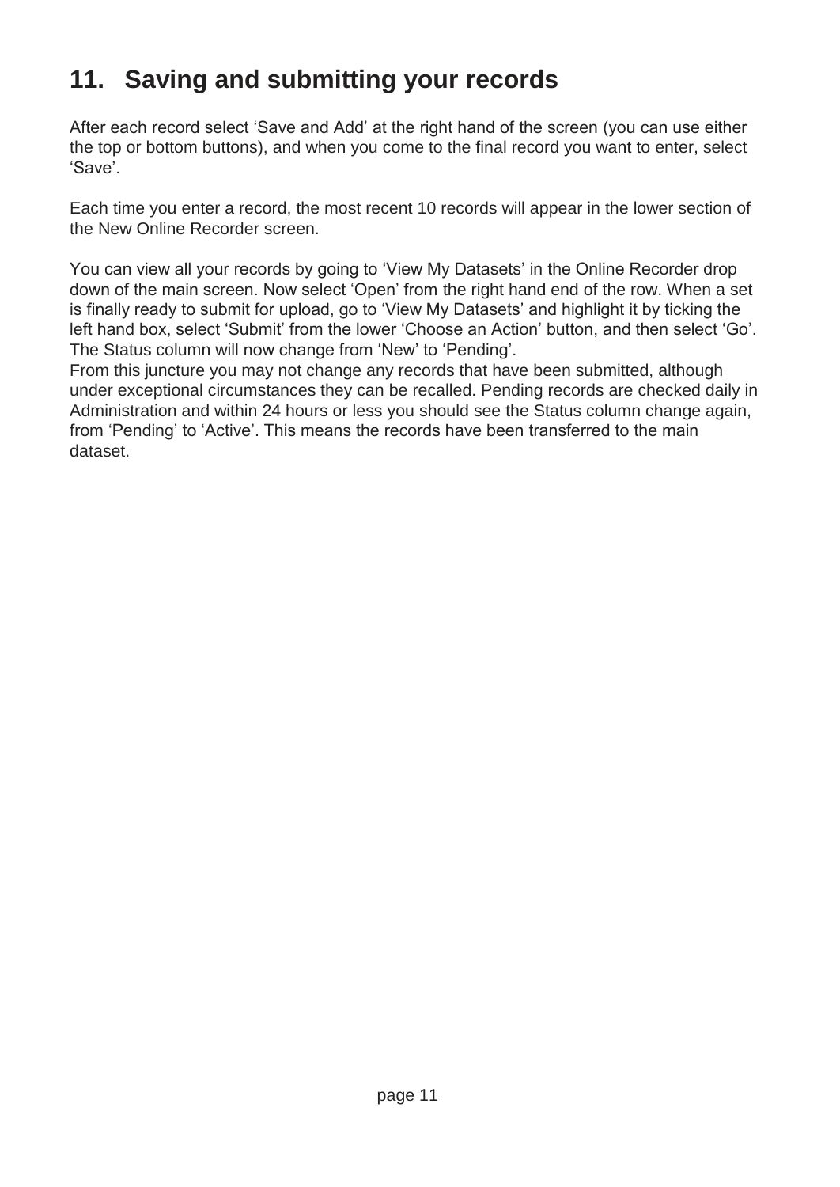# 11. Saving and submitting your records

After each record select 'Save and Add' at the right hand of the screen (you can use either the top or bottom buttons), and when you come to the final record you want to enter, select 'Save'.

Each time you enter a record, the most recent 10 records will appear in the lower section of the New Online Recorder screen.

You can view all your records by going to 'View My Datasets' in the Online Recorder drop down of the main screen. Now select 'Open' from the right hand end of the row. When a set is finally ready to submit for upload, go to 'View My Datasets' and highlight it by ticking the left hand box, select 'Submit' from the lower 'Choose an Action' button, and then select 'Go'. The Status column will now change from 'New' to 'Pending'.
From this juncture you may not change any records that have been submitted, although under exceptional circumstances they can be recalled. Pending records are checked daily in Administration and within 24 hours or less you should see the Status column change again, from 'Pending' to 'Active'. This means the records have been transferred to the main dataset.